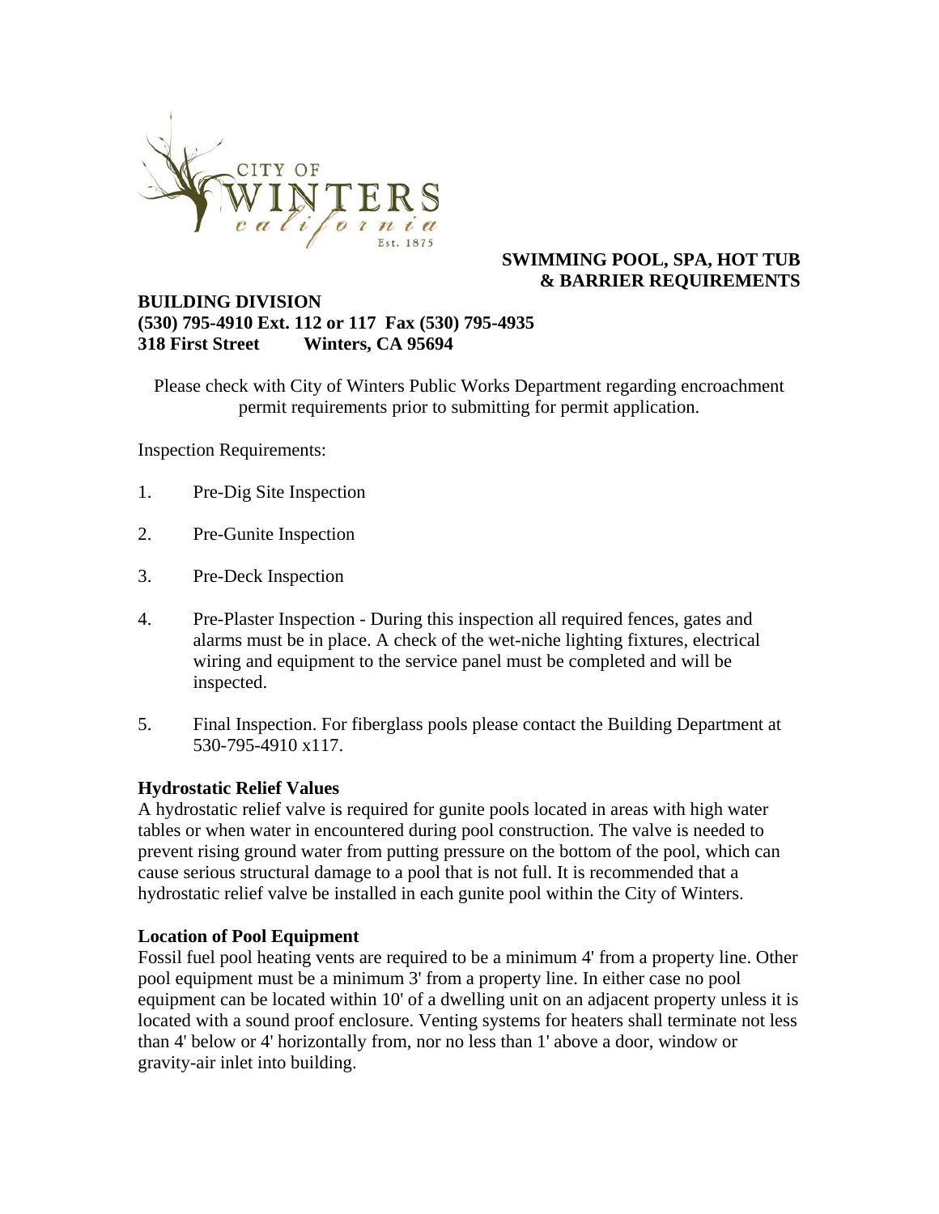CITY OF WINTERS california Est. 1875

# SWIMMING POOL, SPA, HOT TUB & BARRIER REQUIREMENTS

**BUILDING DIVISION**
**(530) 795-4910 Ext. 112 or 117  Fax (530) 795-4935**
**318 First Street  Winters, CA 95694**

Please check with City of Winters Public Works Department regarding encroachment permit requirements prior to submitting for permit application.

Inspection Requirements:

1. Pre-Dig Site Inspection
2. Pre-Gunite Inspection
3. Pre-Deck Inspection
4. Pre-Plaster Inspection - During this inspection all required fences, gates and alarms must be in place. A check of the wet-niche lighting fixtures, electrical wiring and equipment to the service panel must be completed and will be inspected.
5. Final Inspection. For fiberglass pools please contact the Building Department at 530-795-4910 x117.

**Hydrostatic Relief Values**

A hydrostatic relief valve is required for gunite pools located in areas with high water tables or when water in encountered during pool construction. The valve is needed to prevent rising ground water from putting pressure on the bottom of the pool, which can cause serious structural damage to a pool that is not full. It is recommended that a hydrostatic relief valve be installed in each gunite pool within the City of Winters.

**Location of Pool Equipment**

Fossil fuel pool heating vents are required to be a minimum 4' from a property line. Other pool equipment must be a minimum 3' from a property line. In either case no pool equipment can be located within 10' of a dwelling unit on an adjacent property unless it is located with a sound proof enclosure. Venting systems for heaters shall terminate not less than 4' below or 4' horizontally from, nor no less than 1' above a door, window or gravity-air inlet into building.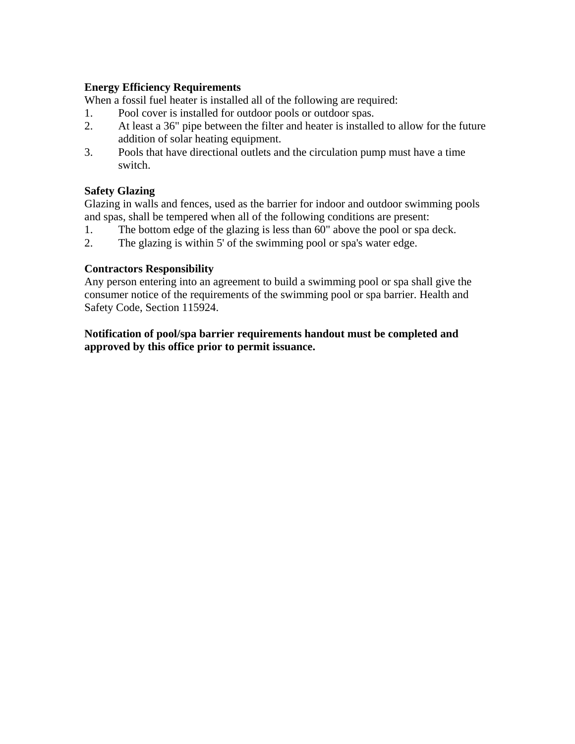**Energy Efficiency Requirements**

When a fossil fuel heater is installed all of the following are required:

1. Pool cover is installed for outdoor pools or outdoor spas.
2. At least a 36" pipe between the filter and heater is installed to allow for the future addition of solar heating equipment.
3. Pools that have directional outlets and the circulation pump must have a time switch.

**Safety Glazing**

Glazing in walls and fences, used as the barrier for indoor and outdoor swimming pools and spas, shall be tempered when all of the following conditions are present:

1. The bottom edge of the glazing is less than 60" above the pool or spa deck.
2. The glazing is within 5' of the swimming pool or spa's water edge.

**Contractors Responsibility**

Any person entering into an agreement to build a swimming pool or spa shall give the consumer notice of the requirements of the swimming pool or spa barrier. Health and Safety Code, Section 115924.

**Notification of pool/spa barrier requirements handout must be completed and approved by this office prior to permit issuance.**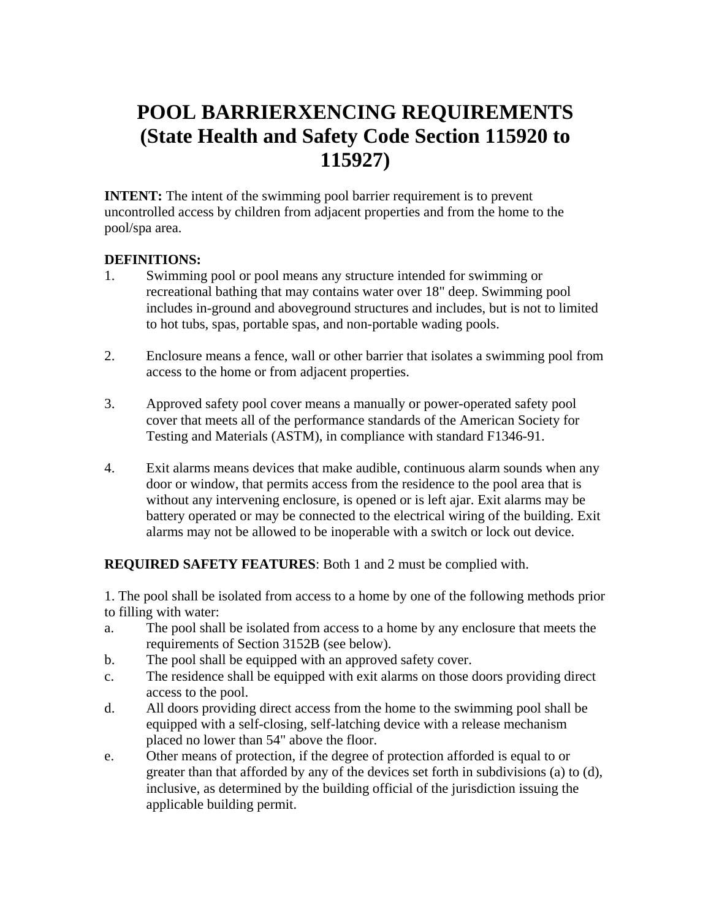# POOL BARRIERXENCING REQUIREMENTS (State Health and Safety Code Section 115920 to 115927)

**INTENT:** The intent of the swimming pool barrier requirement is to prevent uncontrolled access by children from adjacent properties and from the home to the pool/spa area.

**DEFINITIONS:**

1. Swimming pool or pool means any structure intended for swimming or recreational bathing that may contains water over 18" deep. Swimming pool includes in-ground and aboveground structures and includes, but is not to limited to hot tubs, spas, portable spas, and non-portable wading pools.

2. Enclosure means a fence, wall or other barrier that isolates a swimming pool from access to the home or from adjacent properties.

3. Approved safety pool cover means a manually or power-operated safety pool cover that meets all of the performance standards of the American Society for Testing and Materials (ASTM), in compliance with standard F1346-91.

4. Exit alarms means devices that make audible, continuous alarm sounds when any door or window, that permits access from the residence to the pool area that is without any intervening enclosure, is opened or is left ajar. Exit alarms may be battery operated or may be connected to the electrical wiring of the building. Exit alarms may not be allowed to be inoperable with a switch or lock out device.

**REQUIRED SAFETY FEATURES**: Both 1 and 2 must be complied with.

1. The pool shall be isolated from access to a home by one of the following methods prior to filling with water:

a. The pool shall be isolated from access to a home by any enclosure that meets the requirements of Section 3152B (see below).
b. The pool shall be equipped with an approved safety cover.
c. The residence shall be equipped with exit alarms on those doors providing direct access to the pool.
d. All doors providing direct access from the home to the swimming pool shall be equipped with a self-closing, self-latching device with a release mechanism placed no lower than 54" above the floor.
e. Other means of protection, if the degree of protection afforded is equal to or greater than that afforded by any of the devices set forth in subdivisions (a) to (d), inclusive, as determined by the building official of the jurisdiction issuing the applicable building permit.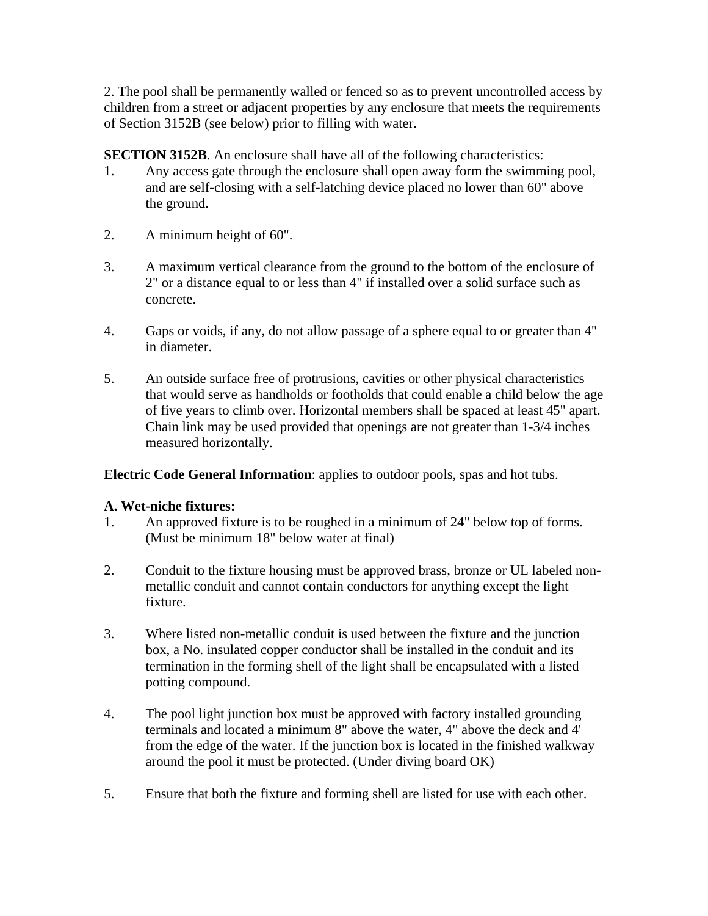2. The pool shall be permanently walled or fenced so as to prevent uncontrolled access by children from a street or adjacent properties by any enclosure that meets the requirements of Section 3152B (see below) prior to filling with water.

**SECTION 3152B**. An enclosure shall have all of the following characteristics:

1. Any access gate through the enclosure shall open away form the swimming pool, and are self-closing with a self-latching device placed no lower than 60" above the ground.

2. A minimum height of 60".

3. A maximum vertical clearance from the ground to the bottom of the enclosure of 2" or a distance equal to or less than 4" if installed over a solid surface such as concrete.

4. Gaps or voids, if any, do not allow passage of a sphere equal to or greater than 4" in diameter.

5. An outside surface free of protrusions, cavities or other physical characteristics that would serve as handholds or footholds that could enable a child below the age of five years to climb over. Horizontal members shall be spaced at least 45" apart. Chain link may be used provided that openings are not greater than 1-3/4 inches measured horizontally.

**Electric Code General Information**: applies to outdoor pools, spas and hot tubs.

**A. Wet-niche fixtures:**

1. An approved fixture is to be roughed in a minimum of 24" below top of forms. (Must be minimum 18" below water at final)

2. Conduit to the fixture housing must be approved brass, bronze or UL labeled non-metallic conduit and cannot contain conductors for anything except the light fixture.

3. Where listed non-metallic conduit is used between the fixture and the junction box, a No. insulated copper conductor shall be installed in the conduit and its termination in the forming shell of the light shall be encapsulated with a listed potting compound.

4. The pool light junction box must be approved with factory installed grounding terminals and located a minimum 8" above the water, 4" above the deck and 4' from the edge of the water. If the junction box is located in the finished walkway around the pool it must be protected. (Under diving board OK)

5. Ensure that both the fixture and forming shell are listed for use with each other.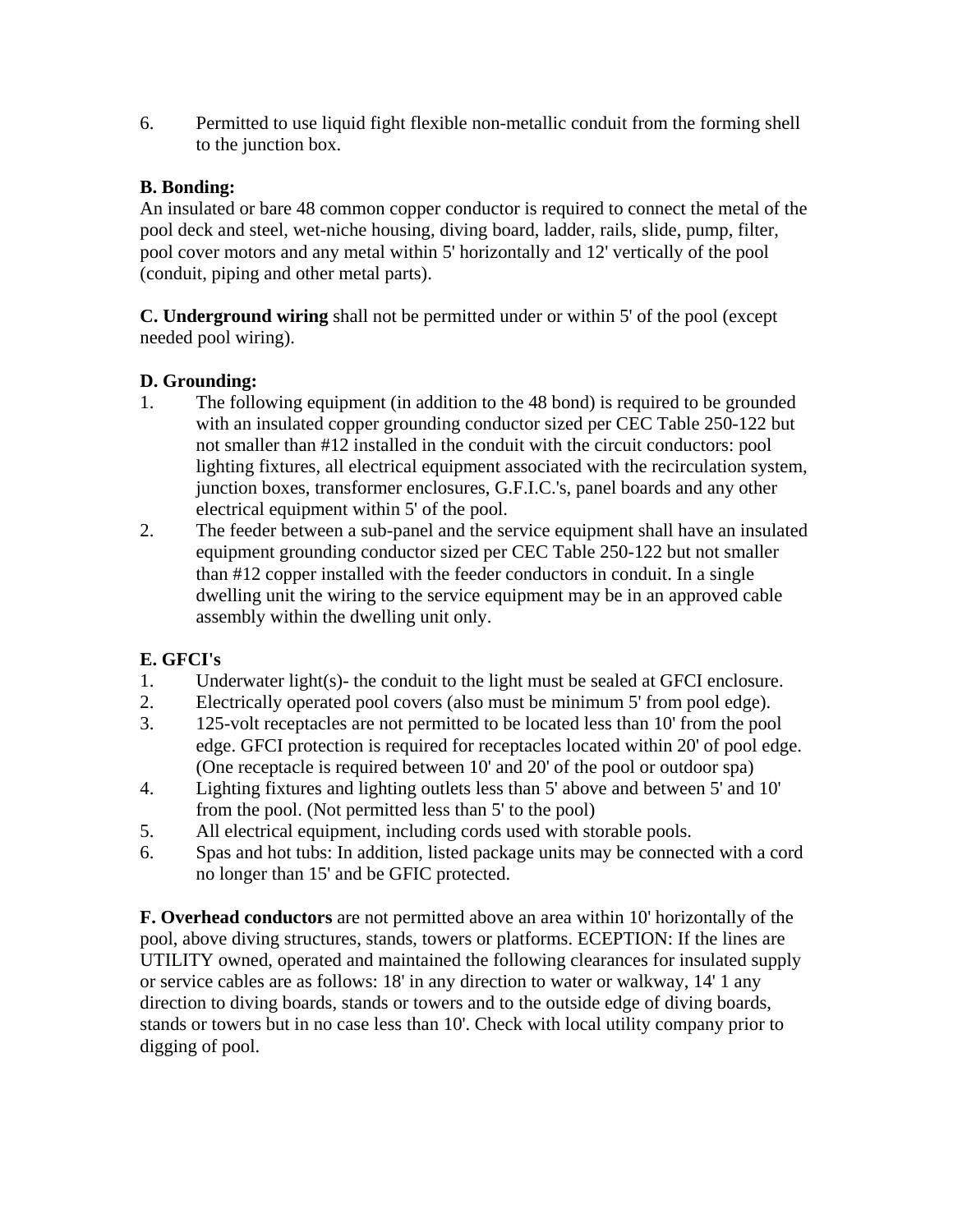6. Permitted to use liquid fight flexible non-metallic conduit from the forming shell to the junction box.

**B. Bonding:**
An insulated or bare 48 common copper conductor is required to connect the metal of the pool deck and steel, wet-niche housing, diving board, ladder, rails, slide, pump, filter, pool cover motors and any metal within 5' horizontally and 12' vertically of the pool (conduit, piping and other metal parts).

**C. Underground wiring** shall not be permitted under or within 5' of the pool (except needed pool wiring).

**D. Grounding:**

1. The following equipment (in addition to the 48 bond) is required to be grounded with an insulated copper grounding conductor sized per CEC Table 250-122 but not smaller than #12 installed in the conduit with the circuit conductors: pool lighting fixtures, all electrical equipment associated with the recirculation system, junction boxes, transformer enclosures, G.F.I.C.'s, panel boards and any other electrical equipment within 5' of the pool.
2. The feeder between a sub-panel and the service equipment shall have an insulated equipment grounding conductor sized per CEC Table 250-122 but not smaller than #12 copper installed with the feeder conductors in conduit. In a single dwelling unit the wiring to the service equipment may be in an approved cable assembly within the dwelling unit only.

**E. GFCI's**

1. Underwater light(s)- the conduit to the light must be sealed at GFCI enclosure.
2. Electrically operated pool covers (also must be minimum 5' from pool edge).
3. 125-volt receptacles are not permitted to be located less than 10' from the pool edge. GFCI protection is required for receptacles located within 20' of pool edge. (One receptacle is required between 10' and 20' of the pool or outdoor spa)
4. Lighting fixtures and lighting outlets less than 5' above and between 5' and 10' from the pool. (Not permitted less than 5' to the pool)
5. All electrical equipment, including cords used with storable pools.
6. Spas and hot tubs: In addition, listed package units may be connected with a cord no longer than 15' and be GFIC protected.

**F. Overhead conductors** are not permitted above an area within 10' horizontally of the pool, above diving structures, stands, towers or platforms. ECEPTION: If the lines are UTILITY owned, operated and maintained the following clearances for insulated supply or service cables are as follows: 18' in any direction to water or walkway, 14' 1 any direction to diving boards, stands or towers and to the outside edge of diving boards, stands or towers but in no case less than 10'. Check with local utility company prior to digging of pool.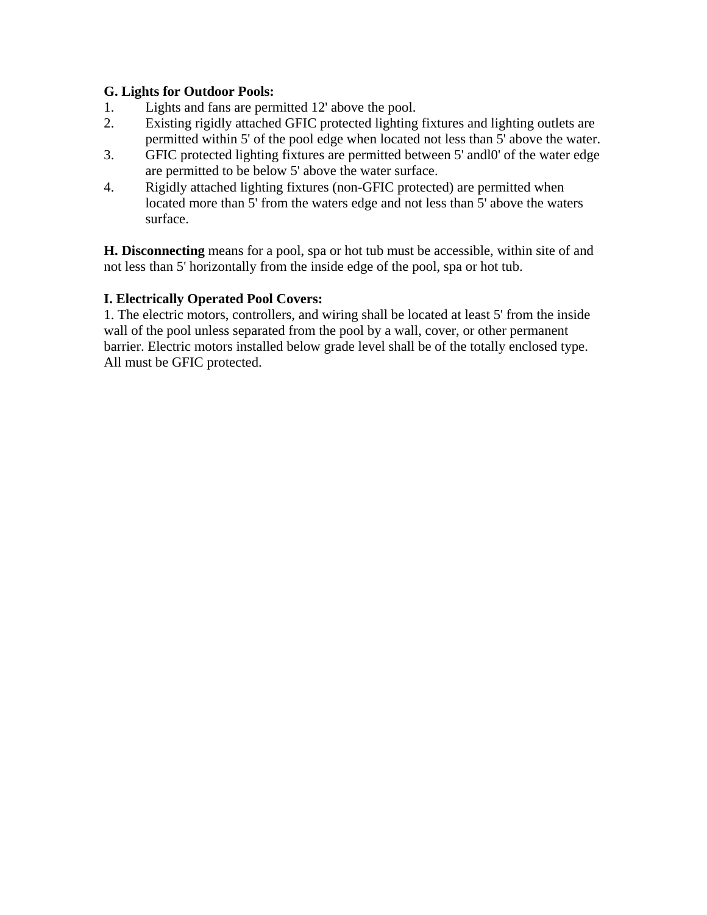**G. Lights for Outdoor Pools:**

1. Lights and fans are permitted 12' above the pool.
2. Existing rigidly attached GFIC protected lighting fixtures and lighting outlets are permitted within 5' of the pool edge when located not less than 5' above the water.
3. GFIC protected lighting fixtures are permitted between 5' andl0' of the water edge are permitted to be below 5' above the water surface.
4. Rigidly attached lighting fixtures (non-GFIC protected) are permitted when located more than 5' from the waters edge and not less than 5' above the waters surface.

**H. Disconnecting** means for a pool, spa or hot tub must be accessible, within site of and not less than 5' horizontally from the inside edge of the pool, spa or hot tub.

**I. Electrically Operated Pool Covers:**

1. The electric motors, controllers, and wiring shall be located at least 5' from the inside wall of the pool unless separated from the pool by a wall, cover, or other permanent barrier. Electric motors installed below grade level shall be of the totally enclosed type. All must be GFIC protected.